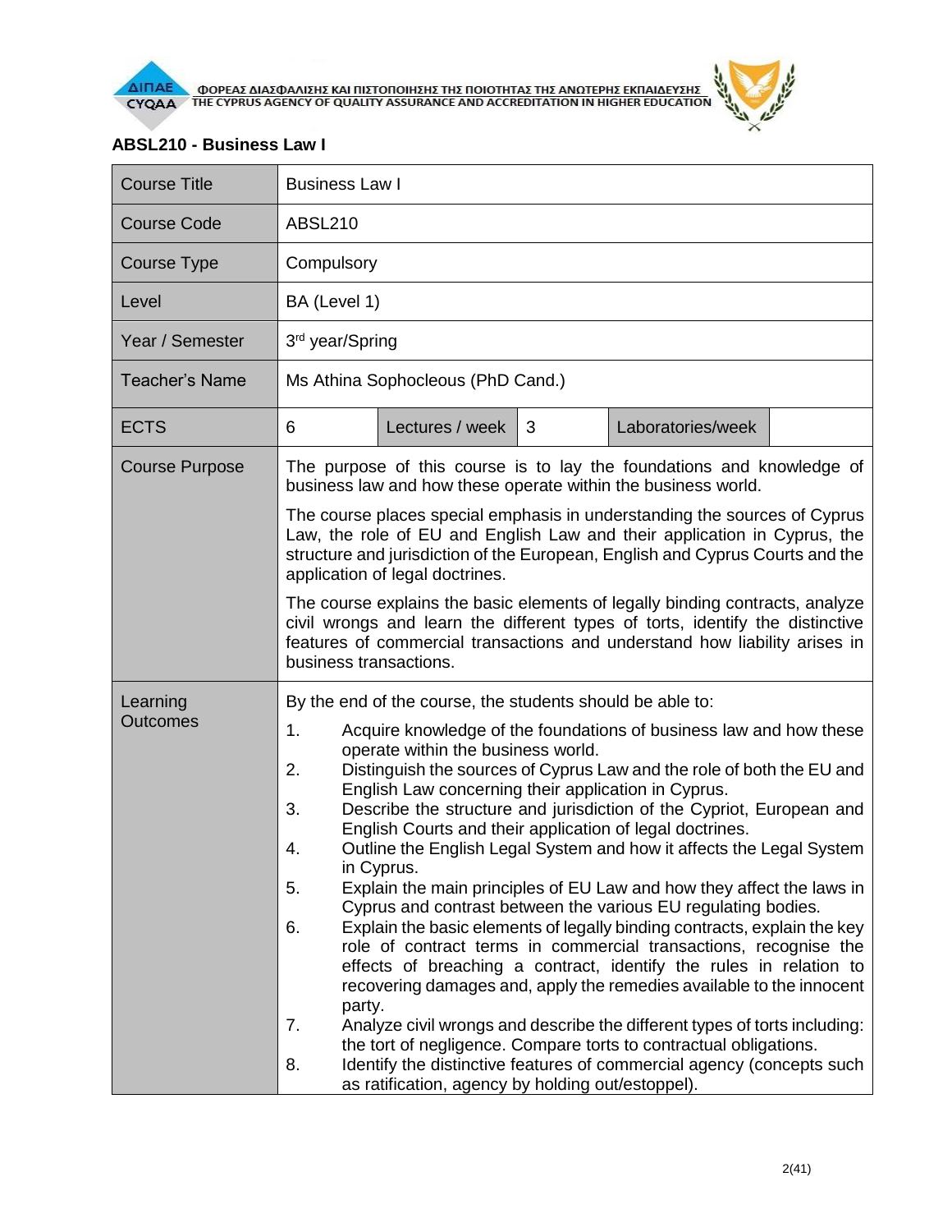ΦΟΡΕΑΣ ΔΙΑΣΦΑΛΙΣΗΣ ΚΑΙ ΠΙΣΤΟΠΟΙΗΣΗΣ ΤΗΣ ΠΟΙΟΤΗΤΑΣ ΤΗΣ ΑΝΩΤΕΡΗΣ ΕΚΠΑΙΔΕΥΣΗΣ
THE CYPRUS AGENCY OF QUALITY ASSURANCE AND ACCREDITATION IN HIGHER EDUCATION

**ABSL210 - Business Law I**

| Course Title | Business Law I | | | | |
|---|---|---|---|---|---|
| Course Code | ABSL210 | | | | |
| Course Type | Compulsory | | | | |
| Level | BA (Level 1) | | | | |
| Year / Semester | 3rd year/Spring | | | | |
| Teacher's Name | Ms Athina Sophocleous (PhD Cand.) | | | | |
| ECTS | 6 | Lectures / week | 3 | Laboratories/week | |
| Course Purpose | The purpose of this course is to lay the foundations and knowledge of business law and how these operate within the business world.<br><br>The course places special emphasis in understanding the sources of Cyprus Law, the role of EU and English Law and their application in Cyprus, the structure and jurisdiction of the European, English and Cyprus Courts and the application of legal doctrines.<br><br>The course explains the basic elements of legally binding contracts, analyze civil wrongs and learn the different types of torts, identify the distinctive features of commercial transactions and understand how liability arises in business transactions. | | | | |
| Learning Outcomes | By the end of the course, the students should be able to:<br>1. Acquire knowledge of the foundations of business law and how these operate within the business world.<br>2. Distinguish the sources of Cyprus Law and the role of both the EU and English Law concerning their application in Cyprus.<br>3. Describe the structure and jurisdiction of the Cypriot, European and English Courts and their application of legal doctrines.<br>4. Outline the English Legal System and how it affects the Legal System in Cyprus.<br>5. Explain the main principles of EU Law and how they affect the laws in Cyprus and contrast between the various EU regulating bodies.<br>6. Explain the basic elements of legally binding contracts, explain the key role of contract terms in commercial transactions, recognise the effects of breaching a contract, identify the rules in relation to recovering damages and, apply the remedies available to the innocent party.<br>7. Analyze civil wrongs and describe the different types of torts including: the tort of negligence. Compare torts to contractual obligations.<br>8. Identify the distinctive features of commercial agency (concepts such as ratification, agency by holding out/estoppel). | | | | |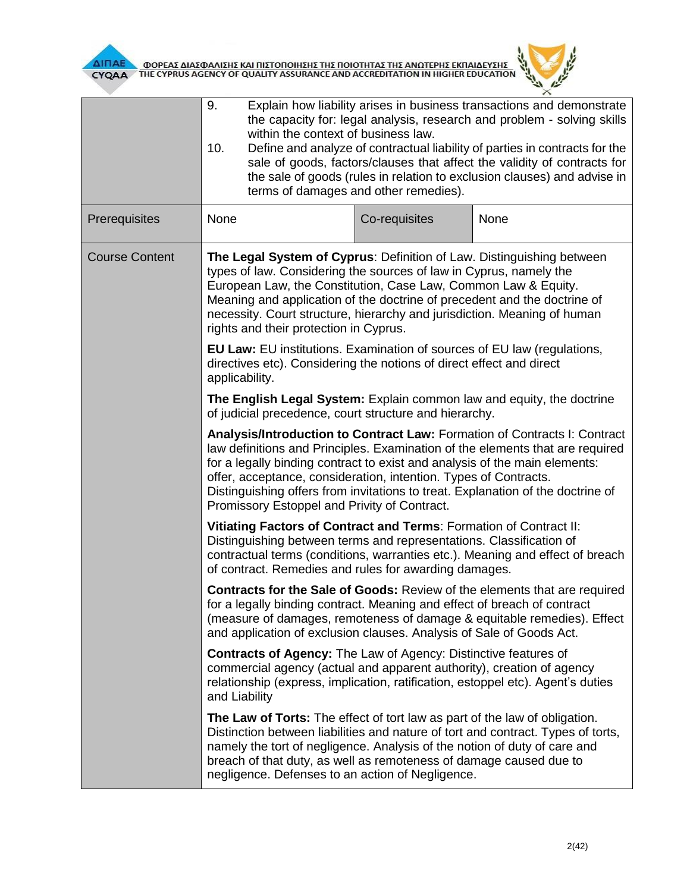| | | | |
|---|---|---|---|
| | 9. Explain how liability arises in business transactions and demonstrate the capacity for: legal analysis, research and problem - solving skills within the context of business law.<br>10. Define and analyze of contractual liability of parties in contracts for the sale of goods, factors/clauses that affect the validity of contracts for the sale of goods (rules in relation to exclusion clauses) and advise in terms of damages and other remedies). | | |
| Prerequisites | None | Co-requisites | None |
| Course Content | **The Legal System of Cyprus**: Definition of Law. Distinguishing between types of law. Considering the sources of law in Cyprus, namely the European Law, the Constitution, Case Law, Common Law & Equity. Meaning and application of the doctrine of precedent and the doctrine of necessity. Court structure, hierarchy and jurisdiction. Meaning of human rights and their protection in Cyprus.<br><br>**EU Law:** EU institutions. Examination of sources of EU law (regulations, directives etc). Considering the notions of direct effect and direct applicability.<br><br>**The English Legal System:** Explain common law and equity, the doctrine of judicial precedence, court structure and hierarchy.<br><br>**Analysis/Introduction to Contract Law:** Formation of Contracts I: Contract law definitions and Principles. Examination of the elements that are required for a legally binding contract to exist and analysis of the main elements: offer, acceptance, consideration, intention. Types of Contracts. Distinguishing offers from invitations to treat. Explanation of the doctrine of Promissory Estoppel and Privity of Contract.<br><br>**Vitiating Factors of Contract and Terms**: Formation of Contract II: Distinguishing between terms and representations. Classification of contractual terms (conditions, warranties etc.). Meaning and effect of breach of contract. Remedies and rules for awarding damages.<br><br>**Contracts for the Sale of Goods:** Review of the elements that are required for a legally binding contract. Meaning and effect of breach of contract (measure of damages, remoteness of damage & equitable remedies). Effect and application of exclusion clauses. Analysis of Sale of Goods Act.<br><br>**Contracts of Agency:** The Law of Agency: Distinctive features of commercial agency (actual and apparent authority), creation of agency relationship (express, implication, ratification, estoppel etc). Agent's duties and Liability<br><br>**The Law of Torts:** The effect of tort law as part of the law of obligation. Distinction between liabilities and nature of tort and contract. Types of torts, namely the tort of negligence. Analysis of the notion of duty of care and breach of that duty, as well as remoteness of damage caused due to negligence. Defenses to an action of Negligence. | | |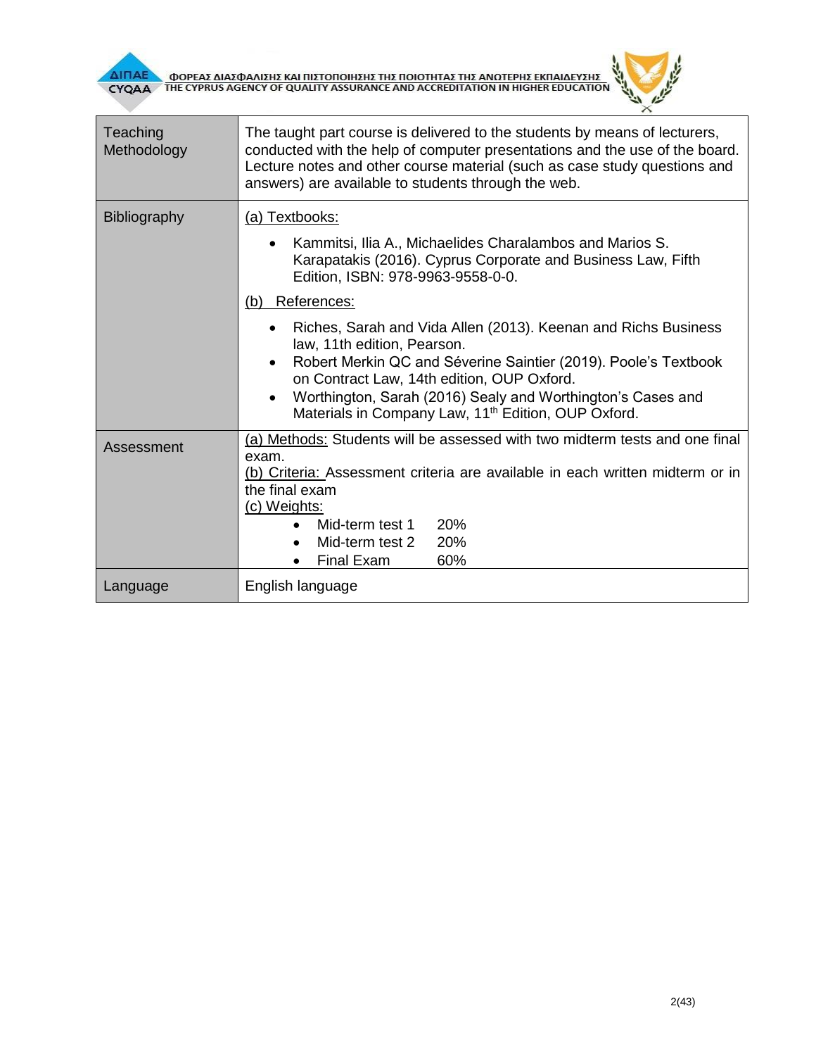| | |
|---|---|
| Teaching Methodology | The taught part course is delivered to the students by means of lecturers, conducted with the help of computer presentations and the use of the board. Lecture notes and other course material (such as case study questions and answers) are available to students through the web. |
| Bibliography | <u>(a) Textbooks:</u><br>• Kammitsi, Ilia A., Michaelides Charalambos and Marios S. Karapatakis (2016). Cyprus Corporate and Business Law, Fifth Edition, ISBN: 978-9963-9558-0-0.<br><u>(b) References:</u><br>• Riches, Sarah and Vida Allen (2013). Keenan and Richs Business law, 11th edition, Pearson.<br>• Robert Merkin QC and Séverine Saintier (2019). Poole's Textbook on Contract Law, 14th edition, OUP Oxford.<br>• Worthington, Sarah (2016) Sealy and Worthington's Cases and Materials in Company Law, 11th Edition, OUP Oxford. |
| Assessment | <u>(a) Methods:</u> Students will be assessed with two midterm tests and one final exam.<br><u>(b) Criteria:</u> Assessment criteria are available in each written midterm or in the final exam<br><u>(c) Weights:</u><br>• Mid-term test 1 20%<br>• Mid-term test 2 20%<br>• Final Exam 60% |
| Language | English language |